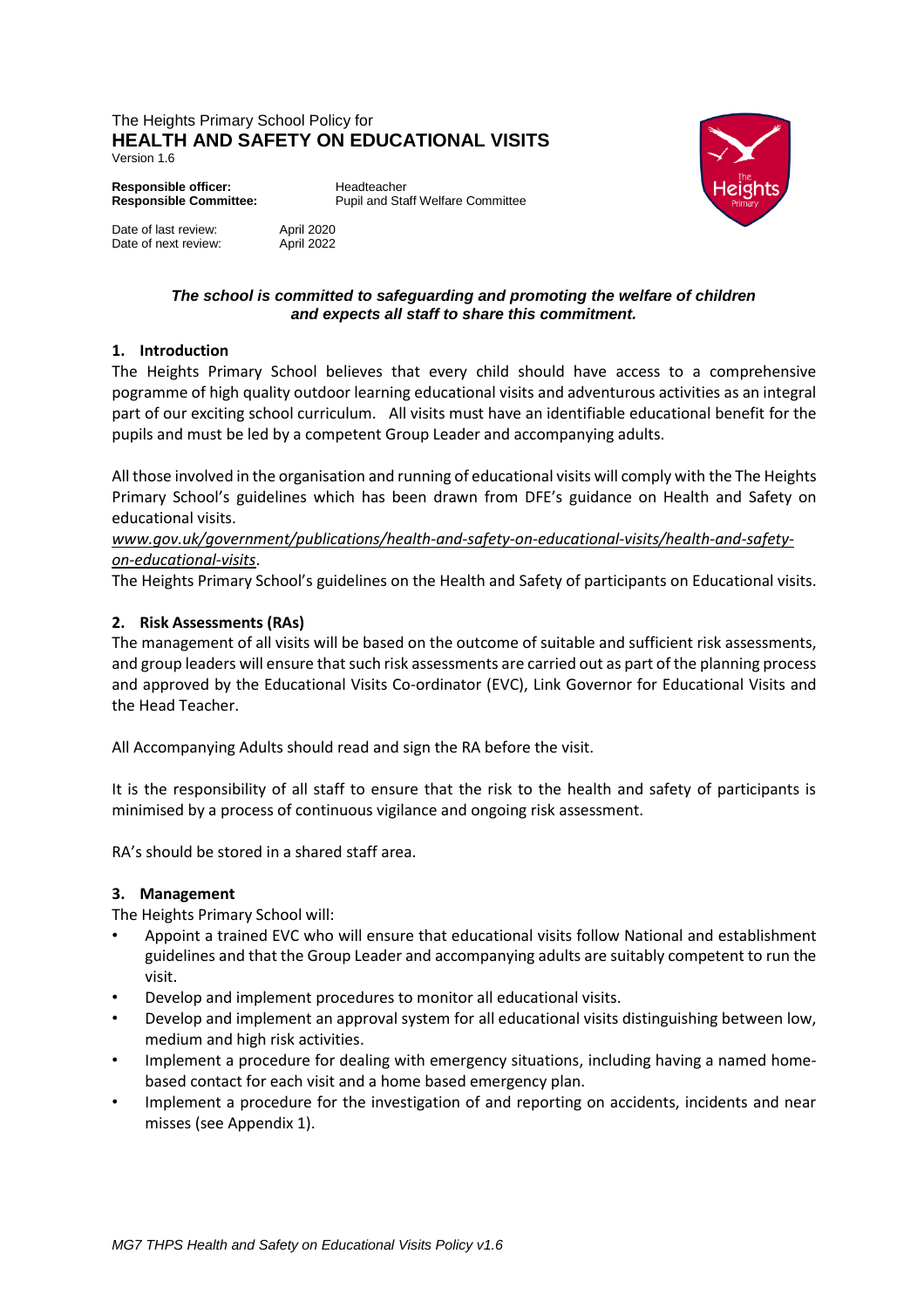The Heights Primary School Policy for

# HEALTH AND SAFETY ON EDUCATIONAL VISITS

Version 1.6

**Responsible officer:** Headteacher
**Responsible Committee:** Pupil and Staff Welfare Committee

Date of last review: April 2020
Date of next review: April 2022

***The school is committed to safeguarding and promoting the welfare of children and expects all staff to share this commitment.***

## 1. Introduction

The Heights Primary School believes that every child should have access to a comprehensive pogramme of high quality outdoor learning educational visits and adventurous activities as an integral part of our exciting school curriculum. All visits must have an identifiable educational benefit for the pupils and must be led by a competent Group Leader and accompanying adults.

All those involved in the organisation and running of educational visits will comply with the The Heights Primary School's guidelines which has been drawn from DFE's guidance on Health and Safety on educational visits.

*www.gov.uk/government/publications/health-and-safety-on-educational-visits/health-and-safety-on-educational-visits*.

The Heights Primary School's guidelines on the Health and Safety of participants on Educational visits.

## 2. Risk Assessments (RAs)

The management of all visits will be based on the outcome of suitable and sufficient risk assessments, and group leaders will ensure that such risk assessments are carried out as part of the planning process and approved by the Educational Visits Co-ordinator (EVC), Link Governor for Educational Visits and the Head Teacher.

All Accompanying Adults should read and sign the RA before the visit.

It is the responsibility of all staff to ensure that the risk to the health and safety of participants is minimised by a process of continuous vigilance and ongoing risk assessment.

RA's should be stored in a shared staff area.

## 3. Management

The Heights Primary School will:

- Appoint a trained EVC who will ensure that educational visits follow National and establishment guidelines and that the Group Leader and accompanying adults are suitably competent to run the visit.
- Develop and implement procedures to monitor all educational visits.
- Develop and implement an approval system for all educational visits distinguishing between low, medium and high risk activities.
- Implement a procedure for dealing with emergency situations, including having a named home-based contact for each visit and a home based emergency plan.
- Implement a procedure for the investigation of and reporting on accidents, incidents and near misses (see Appendix 1).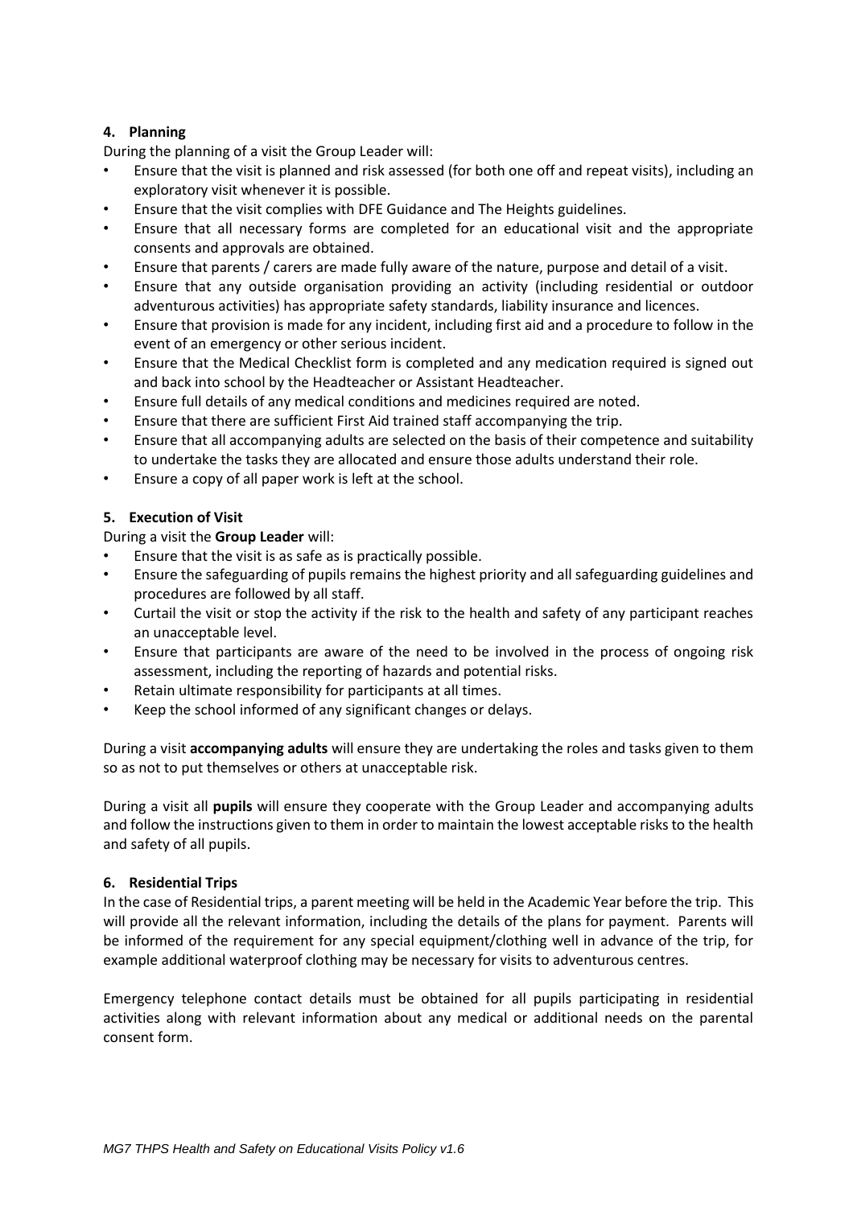#### 4. Planning

During the planning of a visit the Group Leader will:

- Ensure that the visit is planned and risk assessed (for both one off and repeat visits), including an exploratory visit whenever it is possible.
- Ensure that the visit complies with DFE Guidance and The Heights guidelines.
- Ensure that all necessary forms are completed for an educational visit and the appropriate consents and approvals are obtained.
- Ensure that parents / carers are made fully aware of the nature, purpose and detail of a visit.
- Ensure that any outside organisation providing an activity (including residential or outdoor adventurous activities) has appropriate safety standards, liability insurance and licences.
- Ensure that provision is made for any incident, including first aid and a procedure to follow in the event of an emergency or other serious incident.
- Ensure that the Medical Checklist form is completed and any medication required is signed out and back into school by the Headteacher or Assistant Headteacher.
- Ensure full details of any medical conditions and medicines required are noted.
- Ensure that there are sufficient First Aid trained staff accompanying the trip.
- Ensure that all accompanying adults are selected on the basis of their competence and suitability to undertake the tasks they are allocated and ensure those adults understand their role.
- Ensure a copy of all paper work is left at the school.

#### 5. Execution of Visit

During a visit the **Group Leader** will:

- Ensure that the visit is as safe as is practically possible.
- Ensure the safeguarding of pupils remains the highest priority and all safeguarding guidelines and procedures are followed by all staff.
- Curtail the visit or stop the activity if the risk to the health and safety of any participant reaches an unacceptable level.
- Ensure that participants are aware of the need to be involved in the process of ongoing risk assessment, including the reporting of hazards and potential risks.
- Retain ultimate responsibility for participants at all times.
- Keep the school informed of any significant changes or delays.

During a visit **accompanying adults** will ensure they are undertaking the roles and tasks given to them so as not to put themselves or others at unacceptable risk.

During a visit all **pupils** will ensure they cooperate with the Group Leader and accompanying adults and follow the instructions given to them in order to maintain the lowest acceptable risks to the health and safety of all pupils.

#### 6. Residential Trips

In the case of Residential trips, a parent meeting will be held in the Academic Year before the trip. This will provide all the relevant information, including the details of the plans for payment. Parents will be informed of the requirement for any special equipment/clothing well in advance of the trip, for example additional waterproof clothing may be necessary for visits to adventurous centres.

Emergency telephone contact details must be obtained for all pupils participating in residential activities along with relevant information about any medical or additional needs on the parental consent form.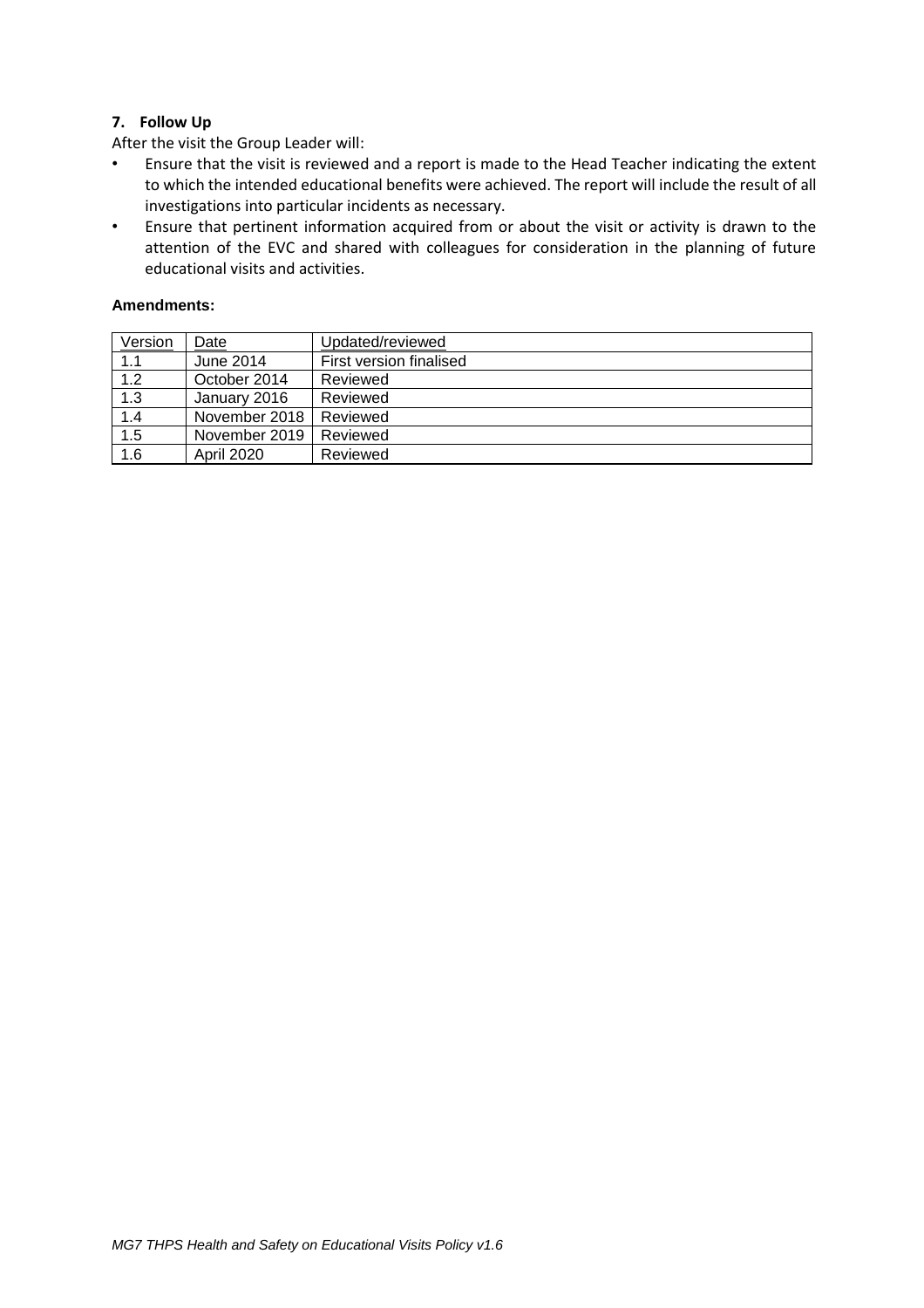### 7. Follow Up

After the visit the Group Leader will:

- Ensure that the visit is reviewed and a report is made to the Head Teacher indicating the extent to which the intended educational benefits were achieved. The report will include the result of all investigations into particular incidents as necessary.
- Ensure that pertinent information acquired from or about the visit or activity is drawn to the attention of the EVC and shared with colleagues for consideration in the planning of future educational visits and activities.

**Amendments:**

| Version | Date | Updated/reviewed |
|---|---|---|
| 1.1 | June 2014 | First version finalised |
| 1.2 | October 2014 | Reviewed |
| 1.3 | January 2016 | Reviewed |
| 1.4 | November 2018 | Reviewed |
| 1.5 | November 2019 | Reviewed |
| 1.6 | April 2020 | Reviewed |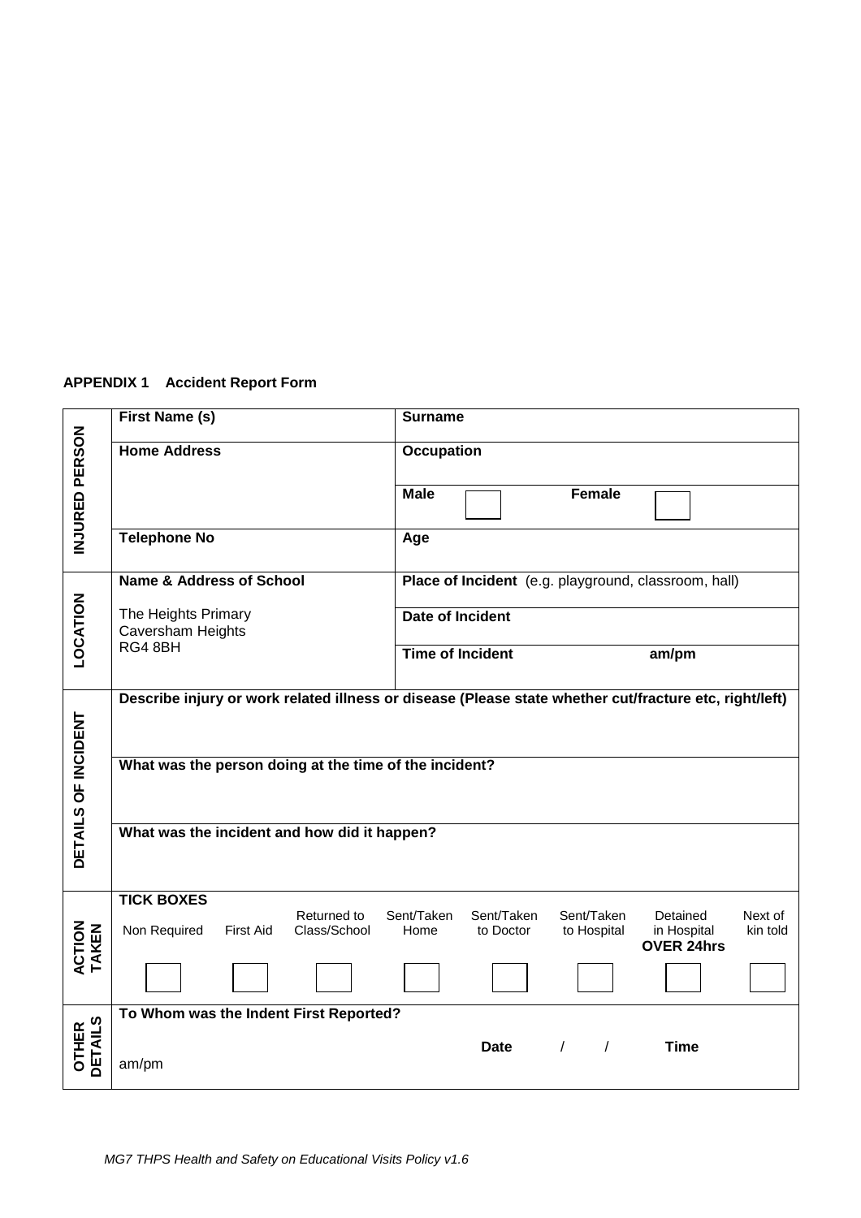**APPENDIX 1 Accident Report Form**

| | | | | | | | | |
|---|---|---|---|---|---|---|---|---|
| **INJURED PERSON** | **First Name (s)** | | | **Surname** | | | | |
| | **Home Address** | | | **Occupation** | | | | |
| | | | | **Male** ☐ | | **Female** ☐ | | |
| | **Telephone No** | | | **Age** | | | | |
| **LOCATION** | **Name & Address of School**<br><br>The Heights Primary<br>Caversham Heights<br>RG4 8BH | | | **Place of Incident** (e.g. playground, classroom, hall) | | | | |
| | | | | **Date of Incident** | | | | |
| | | | | **Time of Incident** am/pm | | | | |
| **DETAILS OF INCIDENT** | **Describe injury or work related illness or disease (Please state whether cut/fracture etc, right/left)** | | | | | | | |
| | **What was the person doing at the time of the incident?** | | | | | | | |
| | **What was the incident and how did it happen?** | | | | | | | |
| **ACTION TAKEN** | **TICK BOXES** | | | | | | | |
| | Non Required | First Aid | Returned to Class/School | Sent/Taken Home | Sent/Taken to Doctor | Sent/Taken to Hospital | Detained in Hospital **OVER 24hrs** | Next of kin told |
| | ☐ | ☐ | ☐ | ☐ | ☐ | ☐ | ☐ | ☐ |
| **OTHER DETAILS** | **To Whom was the Indent First Reported?**<br><br>am/pm | | | | **Date** / / | | **Time** | |

*MG7 THPS Health and Safety on Educational Visits Policy v1.6*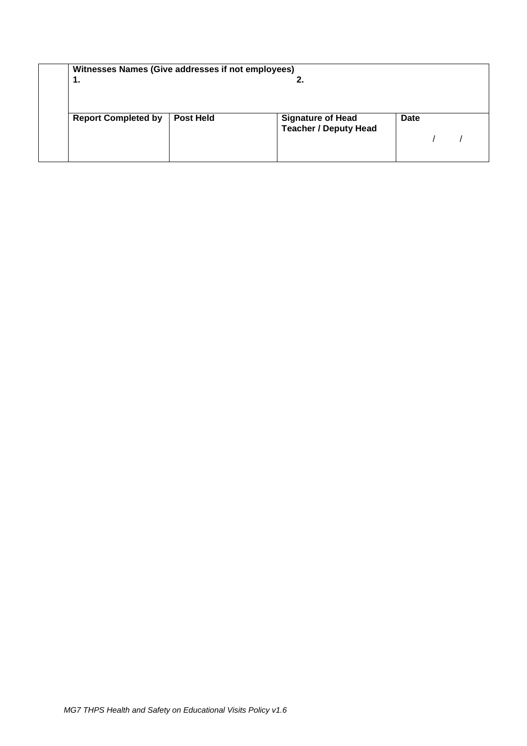| | | | | |
|---|---|---|---|---|
| | **Witnesses Names (Give addresses if not employees)**<br>**1.** | | **2.** | |
| | **Report Completed by** | **Post Held** | **Signature of Head Teacher / Deputy Head** | **Date**<br>/ / |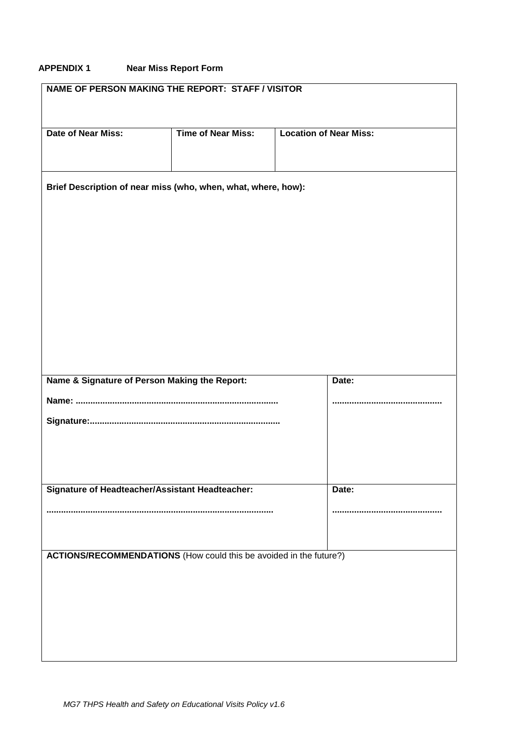**APPENDIX 1 Near Miss Report Form**

| | | | |
|---|---|---|---|
| **NAME OF PERSON MAKING THE REPORT: STAFF / VISITOR** | | | |
| **Date of Near Miss:** | **Time of Near Miss:** | **Location of Near Miss:** | |
| **Brief Description of near miss (who, when, what, where, how):** | | | |
| **Name & Signature of Person Making the Report:**<br><br>**Name: ..................................................................................**<br><br>**Signature:............................................................................** | | | **Date:**<br><br>**............................................** |
| **Signature of Headteacher/Assistant Headteacher:**<br><br>**..........................................................................................** | | | **Date:**<br><br>**............................................** |
| **ACTIONS/RECOMMENDATIONS** (How could this be avoided in the future?) | | | |

*MG7 THPS Health and Safety on Educational Visits Policy v1.6*